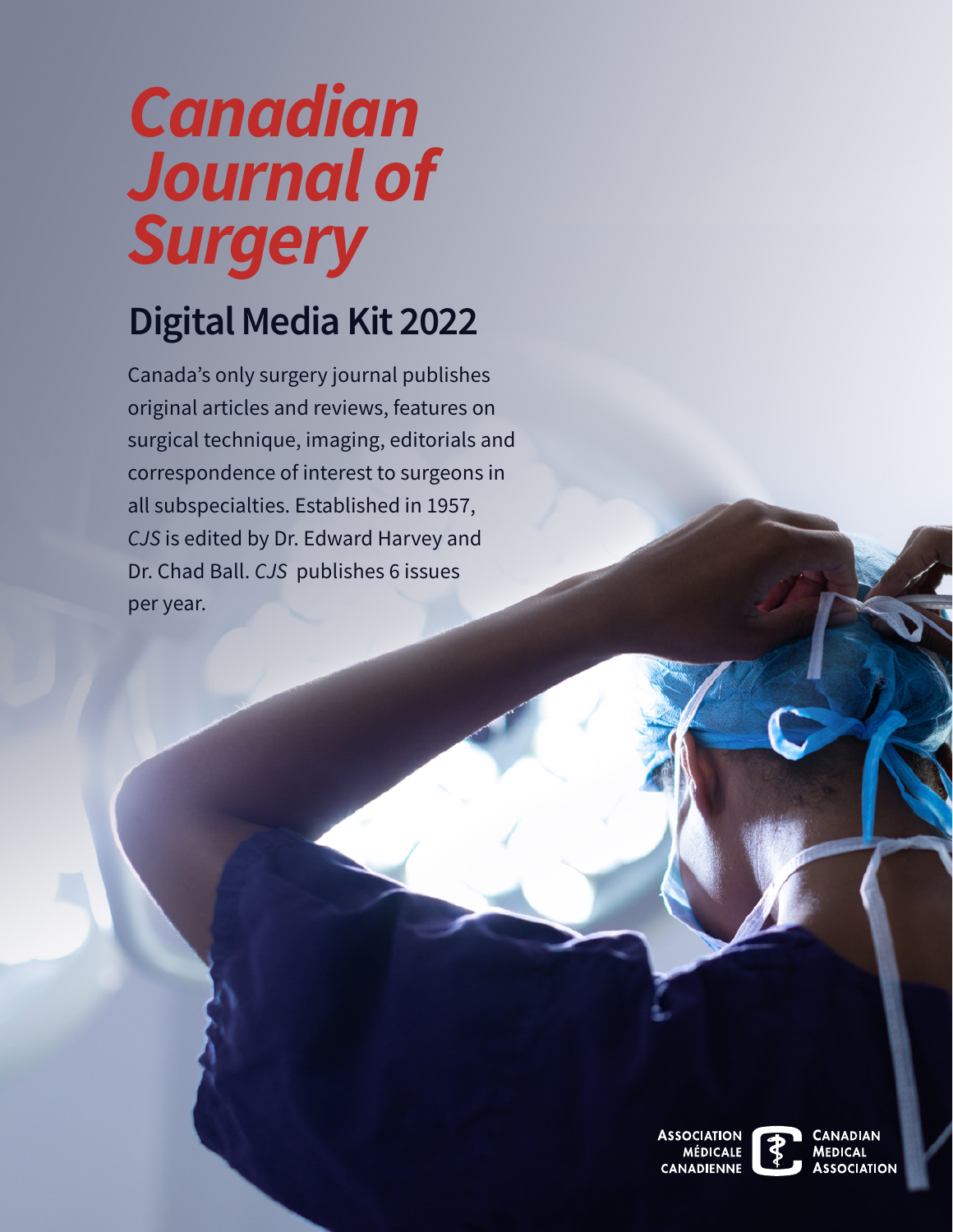# *Canadian Journal of Surgery*

## Digital Media Kit 2022

Canada's only surgery journal publishes original articles and reviews, features on surgical technique, imaging, editorials and correspondence of interest to surgeons in all subspecialties. Established in 1957, *CJS* is edited by Dr. Edward Harvey and Dr. Chad Ball. *CJS* publishes 6 issues per year.

Association Médicale Canadienne | Canadian Medical Association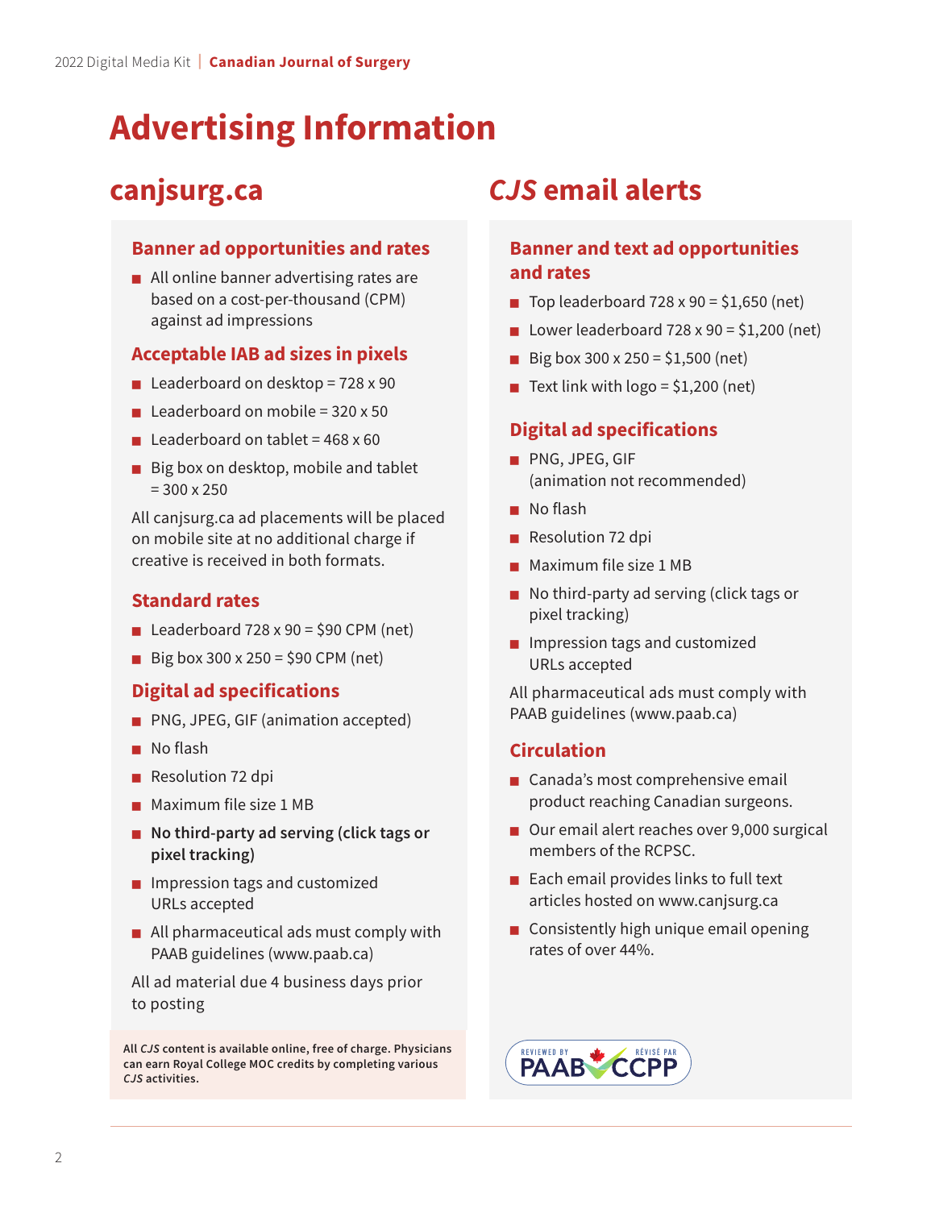# Advertising Information

## canjsurg.ca

### Banner ad opportunities and rates

- All online banner advertising rates are based on a cost-per-thousand (CPM) against ad impressions

### Acceptable IAB ad sizes in pixels

- Leaderboard on desktop = 728 x 90
- Leaderboard on mobile = 320 x 50
- Leaderboard on tablet = 468 x 60
- Big box on desktop, mobile and tablet = 300 x 250

All canjsurg.ca ad placements will be placed on mobile site at no additional charge if creative is received in both formats.

### Standard rates

- Leaderboard 728 x 90 = $90 CPM (net)
- Big box 300 x 250 = $90 CPM (net)

### Digital ad specifications

- PNG, JPEG, GIF (animation accepted)
- No flash
- Resolution 72 dpi
- Maximum file size 1 MB
- **No third-party ad serving (click tags or pixel tracking)**
- Impression tags and customized URLs accepted
- All pharmaceutical ads must comply with PAAB guidelines (www.paab.ca)

All ad material due 4 business days prior to posting

**All *CJS* content is available online, free of charge. Physicians can earn Royal College MOC credits by completing various *CJS* activities.**

## *CJS* email alerts

### Banner and text ad opportunities and rates

- Top leaderboard 728 x 90 = $1,650 (net)
- Lower leaderboard 728 x 90 = $1,200 (net)
- Big box 300 x 250 = $1,500 (net)
- Text link with logo = $1,200 (net)

### Digital ad specifications

- PNG, JPEG, GIF (animation not recommended)
- No flash
- Resolution 72 dpi
- Maximum file size 1 MB
- No third-party ad serving (click tags or pixel tracking)
- Impression tags and customized URLs accepted

All pharmaceutical ads must comply with PAAB guidelines (www.paab.ca)

### Circulation

- Canada's most comprehensive email product reaching Canadian surgeons.
- Our email alert reaches over 9,000 surgical members of the RCPSC.
- Each email provides links to full text articles hosted on www.canjsurg.ca
- Consistently high unique email opening rates of over 44%.

REVIEWED BY PAAB · RÉVISÉ PAR CCPP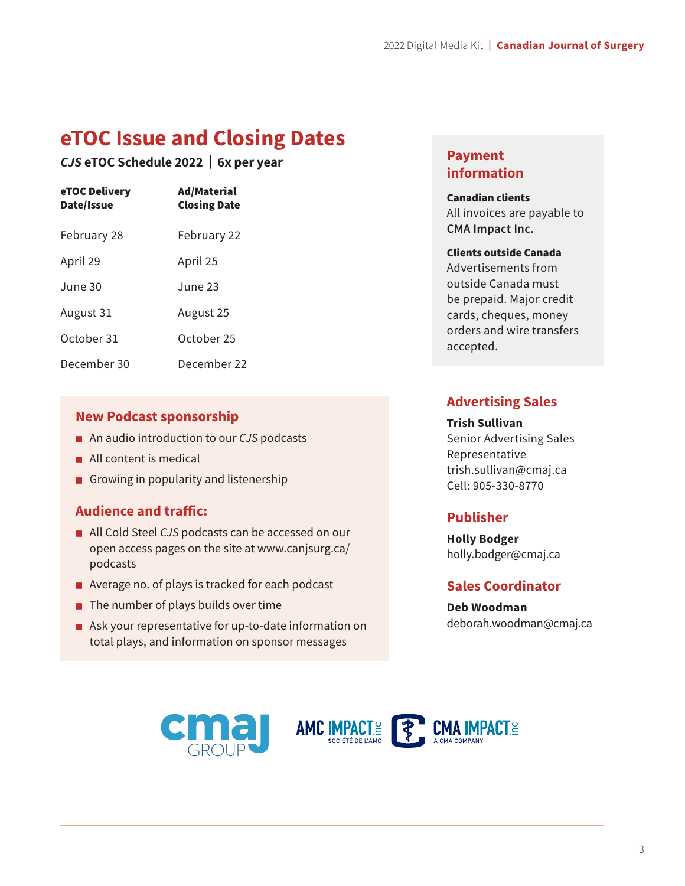# eTOC Issue and Closing Dates

***CJS* eTOC Schedule 2022 | 6x per year**

| eTOC Delivery Date/Issue | Ad/Material Closing Date |
|---|---|
| February 28 | February 22 |
| April 29 | April 25 |
| June 30 | June 23 |
| August 31 | August 25 |
| October 31 | October 25 |
| December 30 | December 22 |

## New Podcast sponsorship

- An audio introduction to our *CJS* podcasts
- All content is medical
- Growing in popularity and listenership

## Audience and traffic:

- All Cold Steel *CJS* podcasts can be accessed on our open access pages on the site at www.canjsurg.ca/podcasts
- Average no. of plays is tracked for each podcast
- The number of plays builds over time
- Ask your representative for up-to-date information on total plays, and information on sponsor messages

## Payment information

**Canadian clients**
All invoices are payable to **CMA Impact Inc.**

**Clients outside Canada**
Advertisements from outside Canada must be prepaid. Major credit cards, cheques, money orders and wire transfers accepted.

## Advertising Sales

**Trish Sullivan**
Senior Advertising Sales Representative
trish.sullivan@cmaj.ca
Cell: 905-330-8770

## Publisher

**Holly Bodger**
holly.bodger@cmaj.ca

## Sales Coordinator

**Deb Woodman**
deborah.woodman@cmaj.ca